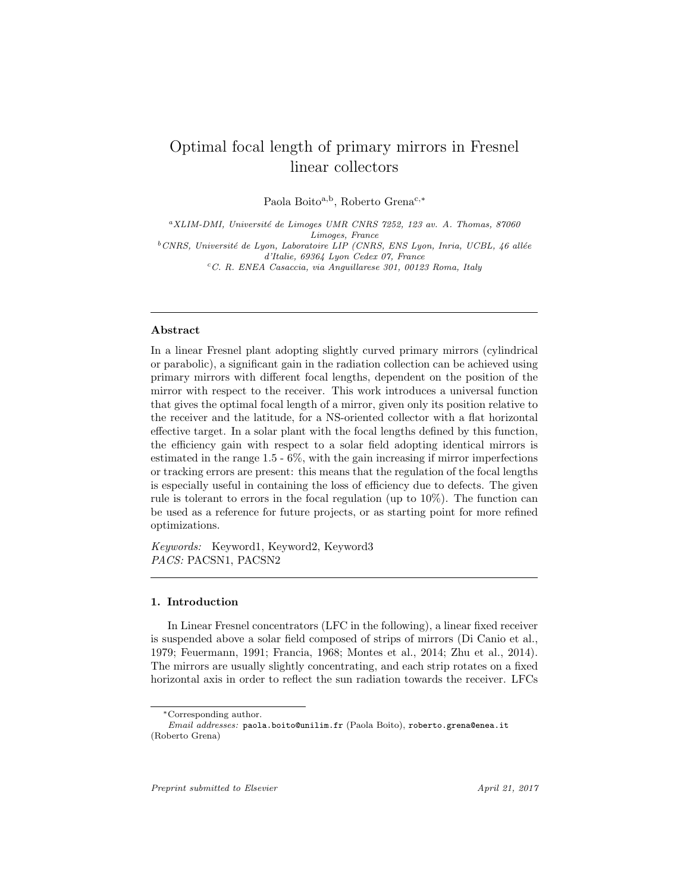# Optimal focal length of primary mirrors in Fresnel linear collectors

Paola Boito[a,b], Roberto Grena[c,*]

[a]*XLIM-DMI, Université de Limoges UMR CNRS 7252, 123 av. A. Thomas, 87060 Limoges, France*
[b]*CNRS, Université de Lyon, Laboratoire LIP (CNRS, ENS Lyon, Inria, UCBL, 46 allée d'Italie, 69364 Lyon Cedex 07, France*
[c]*C. R. ENEA Casaccia, via Anguillarese 301, 00123 Roma, Italy*

---

### Abstract

In a linear Fresnel plant adopting slightly curved primary mirrors (cylindrical or parabolic), a significant gain in the radiation collection can be achieved using primary mirrors with different focal lengths, dependent on the position of the mirror with respect to the receiver. This work introduces a universal function that gives the optimal focal length of a mirror, given only its position relative to the receiver and the latitude, for a NS-oriented collector with a flat horizontal effective target. In a solar plant with the focal lengths defined by this function, the efficiency gain with respect to a solar field adopting identical mirrors is estimated in the range 1.5 - 6%, with the gain increasing if mirror imperfections or tracking errors are present: this means that the regulation of the focal lengths is especially useful in containing the loss of efficiency due to defects. The given rule is tolerant to errors in the focal regulation (up to 10%). The function can be used as a reference for future projects, or as starting point for more refined optimizations.

*Keywords:* Keyword1, Keyword2, Keyword3
*PACS:* PACSN1, PACSN2

---

## 1. Introduction

In Linear Fresnel concentrators (LFC in the following), a linear fixed receiver is suspended above a solar field composed of strips of mirrors (Di Canio et al., 1979; Feuermann, 1991; Francia, 1968; Montes et al., 2014; Zhu et al., 2014). The mirrors are usually slightly concentrating, and each strip rotates on a fixed horizontal axis in order to reflect the sun radiation towards the receiver. LFCs

---

[*]Corresponding author.
*Email addresses:* paola.boito@unilim.fr (Paola Boito), roberto.grena@enea.it (Roberto Grena)

*Preprint submitted to Elsevier* *April 21, 2017*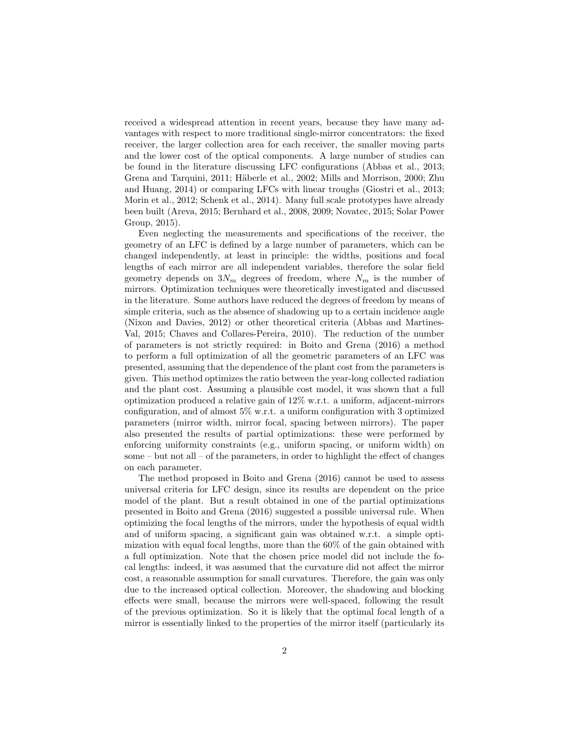received a widespread attention in recent years, because they have many advantages with respect to more traditional single-mirror concentrators: the fixed receiver, the larger collection area for each receiver, the smaller moving parts and the lower cost of the optical components. A large number of studies can be found in the literature discussing LFC configurations (Abbas et al., 2013; Grena and Tarquini, 2011; Häberle et al., 2002; Mills and Morrison, 2000; Zhu and Huang, 2014) or comparing LFCs with linear troughs (Giostri et al., 2013; Morin et al., 2012; Schenk et al., 2014). Many full scale prototypes have already been built (Areva, 2015; Bernhard et al., 2008, 2009; Novatec, 2015; Solar Power Group, 2015).

Even neglecting the measurements and specifications of the receiver, the geometry of an LFC is defined by a large number of parameters, which can be changed independently, at least in principle: the widths, positions and focal lengths of each mirror are all independent variables, therefore the solar field geometry depends on $3N_m$ degrees of freedom, where $N_m$ is the number of mirrors. Optimization techniques were theoretically investigated and discussed in the literature. Some authors have reduced the degrees of freedom by means of simple criteria, such as the absence of shadowing up to a certain incidence angle (Nixon and Davies, 2012) or other theoretical criteria (Abbas and Martines-Val, 2015; Chaves and Collares-Pereira, 2010). The reduction of the number of parameters is not strictly required: in Boito and Grena (2016) a method to perform a full optimization of all the geometric parameters of an LFC was presented, assuming that the dependence of the plant cost from the parameters is given. This method optimizes the ratio between the year-long collected radiation and the plant cost. Assuming a plausible cost model, it was shown that a full optimization produced a relative gain of 12% w.r.t. a uniform, adjacent-mirrors configuration, and of almost 5% w.r.t. a uniform configuration with 3 optimized parameters (mirror width, mirror focal, spacing between mirrors). The paper also presented the results of partial optimizations: these were performed by enforcing uniformity constraints (e.g., uniform spacing, or uniform width) on some – but not all – of the parameters, in order to highlight the effect of changes on each parameter.

The method proposed in Boito and Grena (2016) cannot be used to assess universal criteria for LFC design, since its results are dependent on the price model of the plant. But a result obtained in one of the partial optimizations presented in Boito and Grena (2016) suggested a possible universal rule. When optimizing the focal lengths of the mirrors, under the hypothesis of equal width and of uniform spacing, a significant gain was obtained w.r.t. a simple optimization with equal focal lengths, more than the 60% of the gain obtained with a full optimization. Note that the chosen price model did not include the focal lengths: indeed, it was assumed that the curvature did not affect the mirror cost, a reasonable assumption for small curvatures. Therefore, the gain was only due to the increased optical collection. Moreover, the shadowing and blocking effects were small, because the mirrors were well-spaced, following the result of the previous optimization. So it is likely that the optimal focal length of a mirror is essentially linked to the properties of the mirror itself (particularly its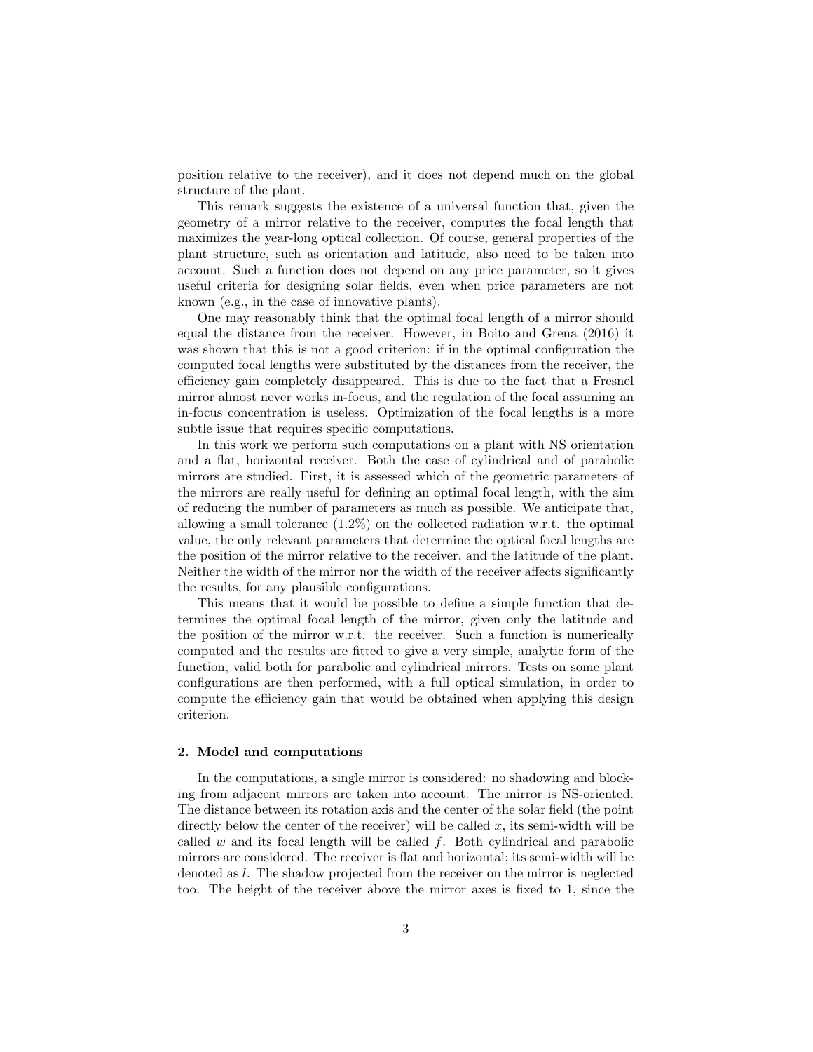position relative to the receiver), and it does not depend much on the global structure of the plant.

This remark suggests the existence of a universal function that, given the geometry of a mirror relative to the receiver, computes the focal length that maximizes the year-long optical collection. Of course, general properties of the plant structure, such as orientation and latitude, also need to be taken into account. Such a function does not depend on any price parameter, so it gives useful criteria for designing solar fields, even when price parameters are not known (e.g., in the case of innovative plants).

One may reasonably think that the optimal focal length of a mirror should equal the distance from the receiver. However, in Boito and Grena (2016) it was shown that this is not a good criterion: if in the optimal configuration the computed focal lengths were substituted by the distances from the receiver, the efficiency gain completely disappeared. This is due to the fact that a Fresnel mirror almost never works in-focus, and the regulation of the focal assuming an in-focus concentration is useless. Optimization of the focal lengths is a more subtle issue that requires specific computations.

In this work we perform such computations on a plant with NS orientation and a flat, horizontal receiver. Both the case of cylindrical and of parabolic mirrors are studied. First, it is assessed which of the geometric parameters of the mirrors are really useful for defining an optimal focal length, with the aim of reducing the number of parameters as much as possible. We anticipate that, allowing a small tolerance (1.2%) on the collected radiation w.r.t. the optimal value, the only relevant parameters that determine the optical focal lengths are the position of the mirror relative to the receiver, and the latitude of the plant. Neither the width of the mirror nor the width of the receiver affects significantly the results, for any plausible configurations.

This means that it would be possible to define a simple function that determines the optimal focal length of the mirror, given only the latitude and the position of the mirror w.r.t. the receiver. Such a function is numerically computed and the results are fitted to give a very simple, analytic form of the function, valid both for parabolic and cylindrical mirrors. Tests on some plant configurations are then performed, with a full optical simulation, in order to compute the efficiency gain that would be obtained when applying this design criterion.

## 2. Model and computations

In the computations, a single mirror is considered: no shadowing and blocking from adjacent mirrors are taken into account. The mirror is NS-oriented. The distance between its rotation axis and the center of the solar field (the point directly below the center of the receiver) will be called $x$, its semi-width will be called $w$ and its focal length will be called $f$. Both cylindrical and parabolic mirrors are considered. The receiver is flat and horizontal; its semi-width will be denoted as $l$. The shadow projected from the receiver on the mirror is neglected too. The height of the receiver above the mirror axes is fixed to 1, since the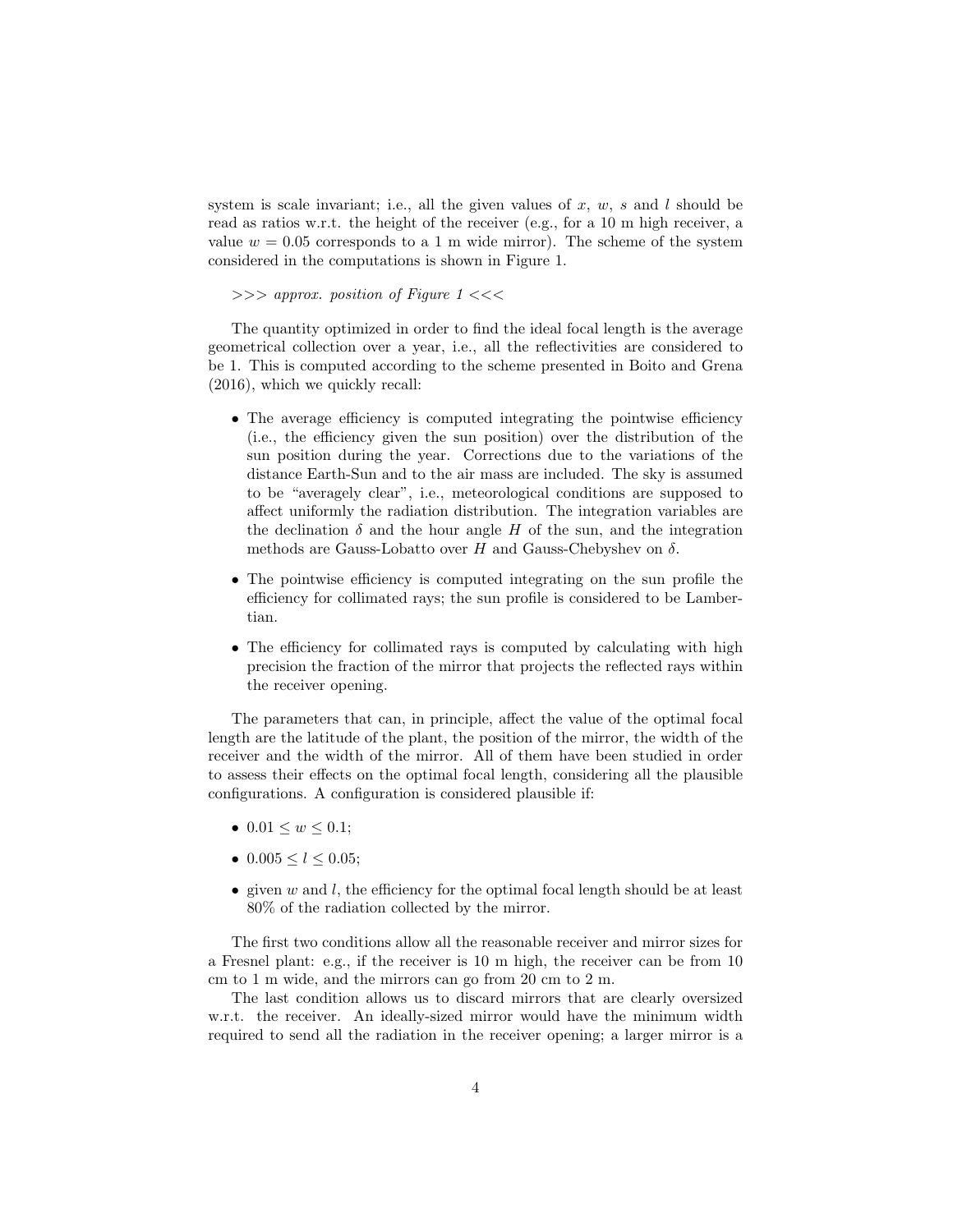system is scale invariant; i.e., all the given values of $x$, $w$, $s$ and $l$ should be read as ratios w.r.t. the height of the receiver (e.g., for a 10 m high receiver, a value $w = 0.05$ corresponds to a 1 m wide mirror). The scheme of the system considered in the computations is shown in Figure 1.

>>> *approx. position of Figure 1* <<<

The quantity optimized in order to find the ideal focal length is the average geometrical collection over a year, i.e., all the reflectivities are considered to be 1. This is computed according to the scheme presented in Boito and Grena (2016), which we quickly recall:

- The average efficiency is computed integrating the pointwise efficiency (i.e., the efficiency given the sun position) over the distribution of the sun position during the year. Corrections due to the variations of the distance Earth-Sun and to the air mass are included. The sky is assumed to be "averagely clear", i.e., meteorological conditions are supposed to affect uniformly the radiation distribution. The integration variables are the declination $\delta$ and the hour angle $H$ of the sun, and the integration methods are Gauss-Lobatto over $H$ and Gauss-Chebyshev on $\delta$.
- The pointwise efficiency is computed integrating on the sun profile the efficiency for collimated rays; the sun profile is considered to be Lambertian.
- The efficiency for collimated rays is computed by calculating with high precision the fraction of the mirror that projects the reflected rays within the receiver opening.

The parameters that can, in principle, affect the value of the optimal focal length are the latitude of the plant, the position of the mirror, the width of the receiver and the width of the mirror. All of them have been studied in order to assess their effects on the optimal focal length, considering all the plausible configurations. A configuration is considered plausible if:

- $0.01 \leq w \leq 0.1$;
- $0.005 \leq l \leq 0.05$;
- given $w$ and $l$, the efficiency for the optimal focal length should be at least 80% of the radiation collected by the mirror.

The first two conditions allow all the reasonable receiver and mirror sizes for a Fresnel plant: e.g., if the receiver is 10 m high, the receiver can be from 10 cm to 1 m wide, and the mirrors can go from 20 cm to 2 m.

The last condition allows us to discard mirrors that are clearly oversized w.r.t. the receiver. An ideally-sized mirror would have the minimum width required to send all the radiation in the receiver opening; a larger mirror is a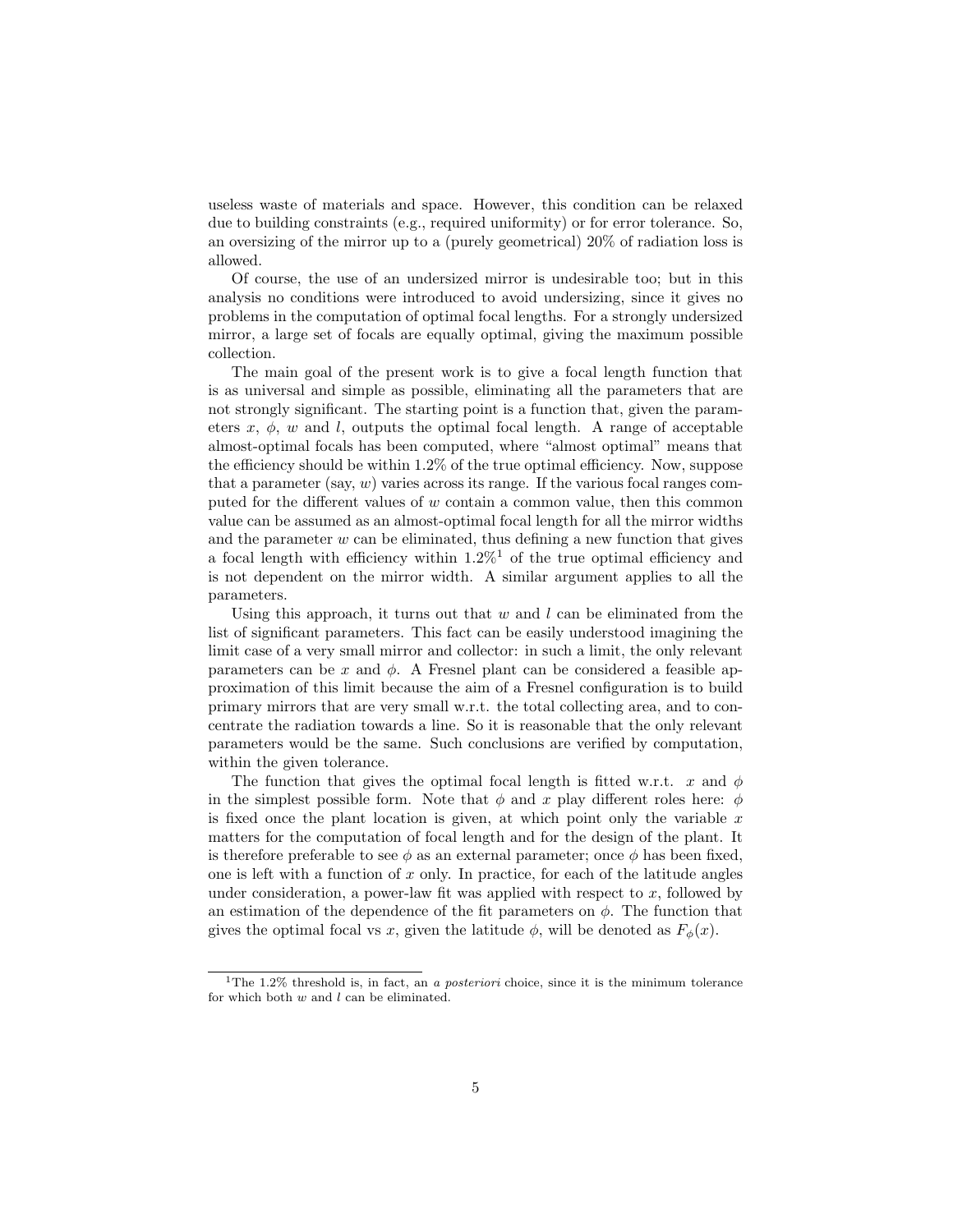useless waste of materials and space. However, this condition can be relaxed due to building constraints (e.g., required uniformity) or for error tolerance. So, an oversizing of the mirror up to a (purely geometrical) 20% of radiation loss is allowed.

Of course, the use of an undersized mirror is undesirable too; but in this analysis no conditions were introduced to avoid undersizing, since it gives no problems in the computation of optimal focal lengths. For a strongly undersized mirror, a large set of focals are equally optimal, giving the maximum possible collection.

The main goal of the present work is to give a focal length function that is as universal and simple as possible, eliminating all the parameters that are not strongly significant. The starting point is a function that, given the parameters $x$, $\phi$, $w$ and $l$, outputs the optimal focal length. A range of acceptable almost-optimal focals has been computed, where "almost optimal" means that the efficiency should be within 1.2% of the true optimal efficiency. Now, suppose that a parameter (say, $w$) varies across its range. If the various focal ranges computed for the different values of $w$ contain a common value, then this common value can be assumed as an almost-optimal focal length for all the mirror widths and the parameter $w$ can be eliminated, thus defining a new function that gives a focal length with efficiency within 1.2%[1] of the true optimal efficiency and is not dependent on the mirror width. A similar argument applies to all the parameters.

Using this approach, it turns out that $w$ and $l$ can be eliminated from the list of significant parameters. This fact can be easily understood imagining the limit case of a very small mirror and collector: in such a limit, the only relevant parameters can be $x$ and $\phi$. A Fresnel plant can be considered a feasible approximation of this limit because the aim of a Fresnel configuration is to build primary mirrors that are very small w.r.t. the total collecting area, and to concentrate the radiation towards a line. So it is reasonable that the only relevant parameters would be the same. Such conclusions are verified by computation, within the given tolerance.

The function that gives the optimal focal length is fitted w.r.t. $x$ and $\phi$ in the simplest possible form. Note that $\phi$ and $x$ play different roles here: $\phi$ is fixed once the plant location is given, at which point only the variable $x$ matters for the computation of focal length and for the design of the plant. It is therefore preferable to see $\phi$ as an external parameter; once $\phi$ has been fixed, one is left with a function of $x$ only. In practice, for each of the latitude angles under consideration, a power-law fit was applied with respect to $x$, followed by an estimation of the dependence of the fit parameters on $\phi$. The function that gives the optimal focal vs $x$, given the latitude $\phi$, will be denoted as $F_{\phi}(x)$.

[1] The 1.2% threshold is, in fact, an *a posteriori* choice, since it is the minimum tolerance for which both $w$ and $l$ can be eliminated.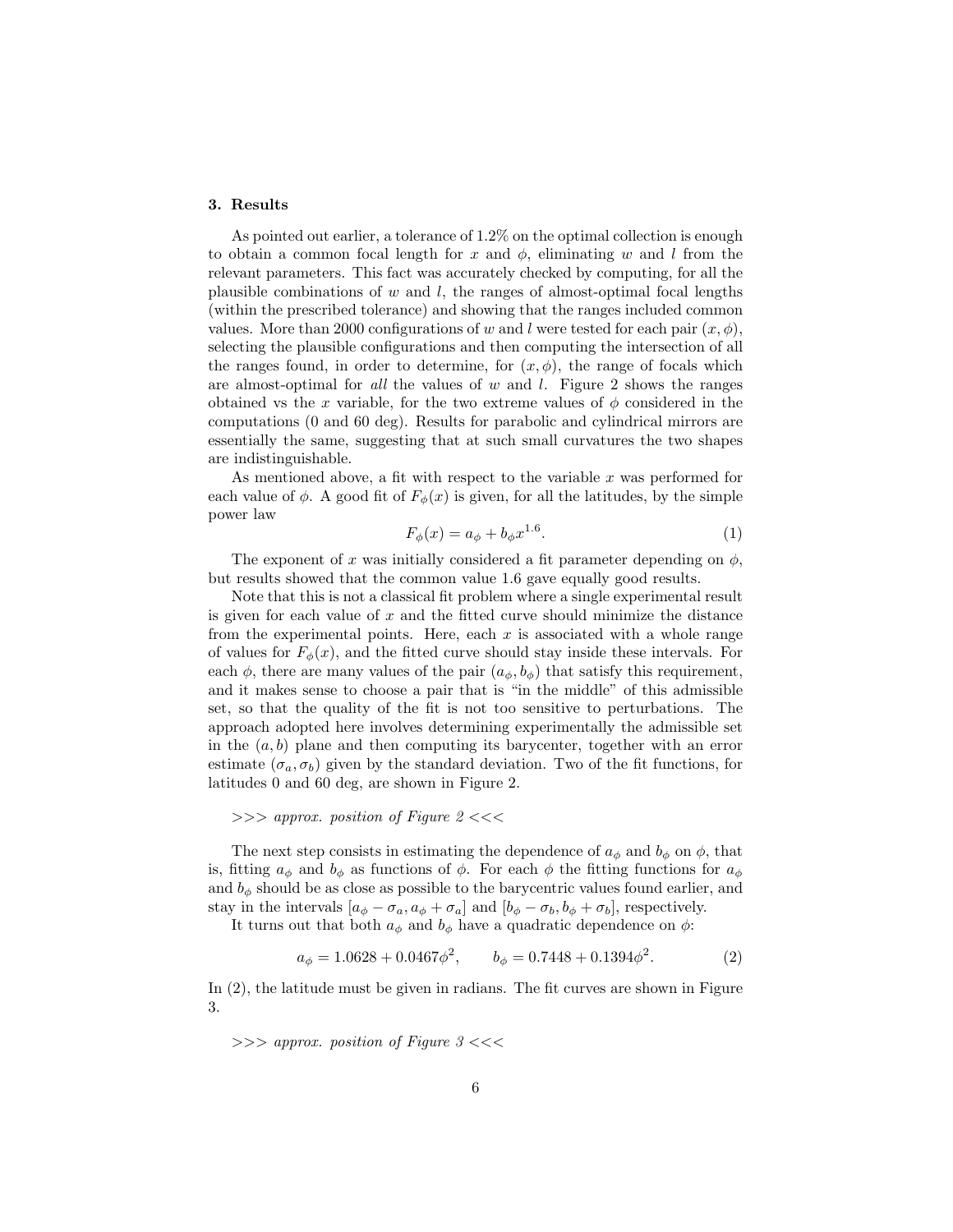## 3. Results

As pointed out earlier, a tolerance of 1.2% on the optimal collection is enough to obtain a common focal length for $x$ and $\phi$, eliminating $w$ and $l$ from the relevant parameters. This fact was accurately checked by computing, for all the plausible combinations of $w$ and $l$, the ranges of almost-optimal focal lengths (within the prescribed tolerance) and showing that the ranges included common values. More than 2000 configurations of $w$ and $l$ were tested for each pair $(x, \phi)$, selecting the plausible configurations and then computing the intersection of all the ranges found, in order to determine, for $(x, \phi)$, the range of focals which are almost-optimal for *all* the values of $w$ and $l$. Figure 2 shows the ranges obtained vs the $x$ variable, for the two extreme values of $\phi$ considered in the computations (0 and 60 deg). Results for parabolic and cylindrical mirrors are essentially the same, suggesting that at such small curvatures the two shapes are indistinguishable.

As mentioned above, a fit with respect to the variable $x$ was performed for each value of $\phi$. A good fit of $F_\phi(x)$ is given, for all the latitudes, by the simple power law

$$F_\phi(x) = a_\phi + b_\phi x^{1.6}. \tag{1}$$

The exponent of $x$ was initially considered a fit parameter depending on $\phi$, but results showed that the common value 1.6 gave equally good results.

Note that this is not a classical fit problem where a single experimental result is given for each value of $x$ and the fitted curve should minimize the distance from the experimental points. Here, each $x$ is associated with a whole range of values for $F_\phi(x)$, and the fitted curve should stay inside these intervals. For each $\phi$, there are many values of the pair $(a_\phi, b_\phi)$ that satisfy this requirement, and it makes sense to choose a pair that is "in the middle" of this admissible set, so that the quality of the fit is not too sensitive to perturbations. The approach adopted here involves determining experimentally the admissible set in the $(a, b)$ plane and then computing its barycenter, together with an error estimate $(\sigma_a, \sigma_b)$ given by the standard deviation. Two of the fit functions, for latitudes 0 and 60 deg, are shown in Figure 2.

>>> *approx. position of Figure 2* <<<

The next step consists in estimating the dependence of $a_\phi$ and $b_\phi$ on $\phi$, that is, fitting $a_\phi$ and $b_\phi$ as functions of $\phi$. For each $\phi$ the fitting functions for $a_\phi$ and $b_\phi$ should be as close as possible to the barycentric values found earlier, and stay in the intervals $[a_\phi - \sigma_a, a_\phi + \sigma_a]$ and $[b_\phi - \sigma_b, b_\phi + \sigma_b]$, respectively.

It turns out that both $a_\phi$ and $b_\phi$ have a quadratic dependence on $\phi$:

$$a_\phi = 1.0628 + 0.0467\phi^2, \qquad b_\phi = 0.7448 + 0.1394\phi^2. \tag{2}$$

In (2), the latitude must be given in radians. The fit curves are shown in Figure 3.

>>> *approx. position of Figure 3* <<<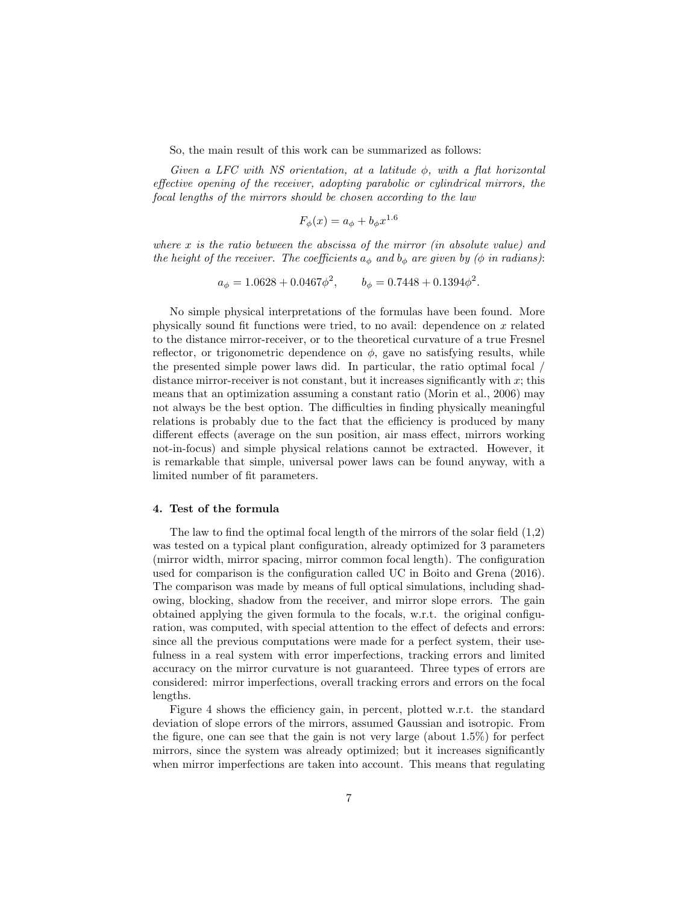So, the main result of this work can be summarized as follows:

*Given a LFC with NS orientation, at a latitude $\phi$, with a flat horizontal effective opening of the receiver, adopting parabolic or cylindrical mirrors, the focal lengths of the mirrors should be chosen according to the law*

$$F_\phi(x) = a_\phi + b_\phi x^{1.6}$$

*where $x$ is the ratio between the abscissa of the mirror (in absolute value) and the height of the receiver. The coefficients $a_\phi$ and $b_\phi$ are given by ($\phi$ in radians):*

$$a_\phi = 1.0628 + 0.0467\phi^2, \qquad b_\phi = 0.7448 + 0.1394\phi^2.$$

No simple physical interpretations of the formulas have been found. More physically sound fit functions were tried, to no avail: dependence on $x$ related to the distance mirror-receiver, or to the theoretical curvature of a true Fresnel reflector, or trigonometric dependence on $\phi$, gave no satisfying results, while the presented simple power laws did. In particular, the ratio optimal focal / distance mirror-receiver is not constant, but it increases significantly with $x$; this means that an optimization assuming a constant ratio (Morin et al., 2006) may not always be the best option. The difficulties in finding physically meaningful relations is probably due to the fact that the efficiency is produced by many different effects (average on the sun position, air mass effect, mirrors working not-in-focus) and simple physical relations cannot be extracted. However, it is remarkable that simple, universal power laws can be found anyway, with a limited number of fit parameters.

## 4. Test of the formula

The law to find the optimal focal length of the mirrors of the solar field (1,2) was tested on a typical plant configuration, already optimized for 3 parameters (mirror width, mirror spacing, mirror common focal length). The configuration used for comparison is the configuration called UC in Boito and Grena (2016). The comparison was made by means of full optical simulations, including shadowing, blocking, shadow from the receiver, and mirror slope errors. The gain obtained applying the given formula to the focals, w.r.t. the original configuration, was computed, with special attention to the effect of defects and errors: since all the previous computations were made for a perfect system, their usefulness in a real system with error imperfections, tracking errors and limited accuracy on the mirror curvature is not guaranteed. Three types of errors are considered: mirror imperfections, overall tracking errors and errors on the focal lengths.

Figure 4 shows the efficiency gain, in percent, plotted w.r.t. the standard deviation of slope errors of the mirrors, assumed Gaussian and isotropic. From the figure, one can see that the gain is not very large (about 1.5%) for perfect mirrors, since the system was already optimized; but it increases significantly when mirror imperfections are taken into account. This means that regulating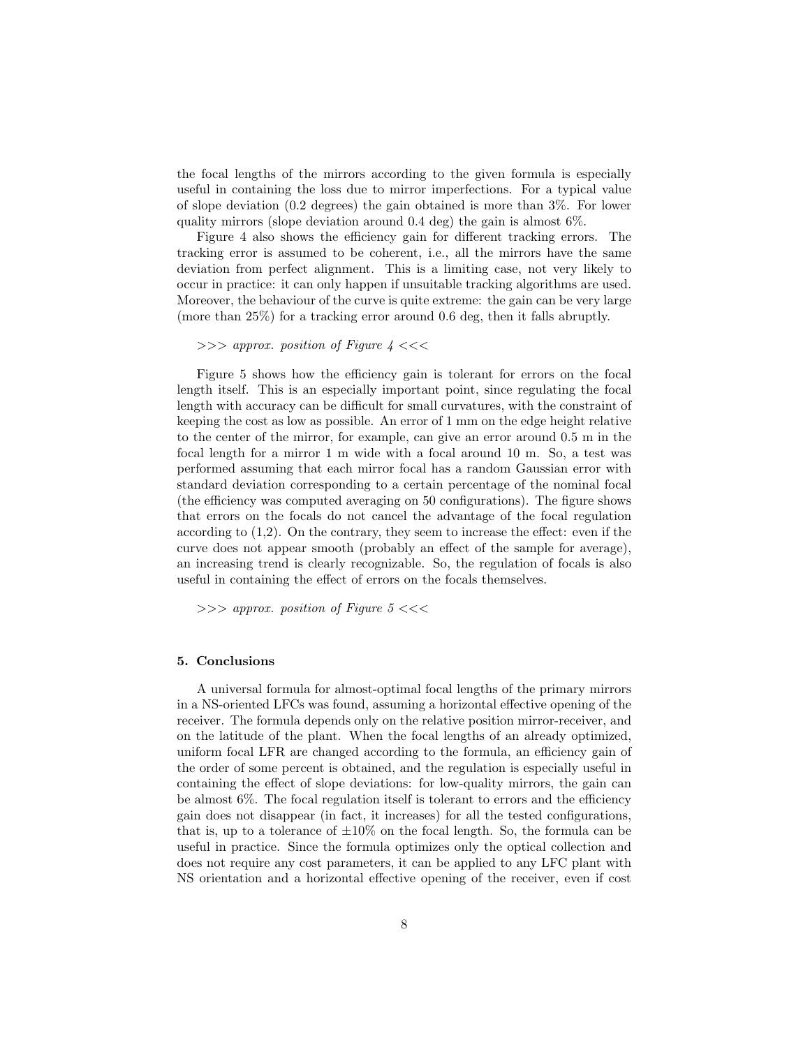the focal lengths of the mirrors according to the given formula is especially useful in containing the loss due to mirror imperfections. For a typical value of slope deviation (0.2 degrees) the gain obtained is more than 3%. For lower quality mirrors (slope deviation around 0.4 deg) the gain is almost 6%.

Figure 4 also shows the efficiency gain for different tracking errors. The tracking error is assumed to be coherent, i.e., all the mirrors have the same deviation from perfect alignment. This is a limiting case, not very likely to occur in practice: it can only happen if unsuitable tracking algorithms are used. Moreover, the behaviour of the curve is quite extreme: the gain can be very large (more than 25%) for a tracking error around 0.6 deg, then it falls abruptly.

*>>> approx. position of Figure 4 <<<*

Figure 5 shows how the efficiency gain is tolerant for errors on the focal length itself. This is an especially important point, since regulating the focal length with accuracy can be difficult for small curvatures, with the constraint of keeping the cost as low as possible. An error of 1 mm on the edge height relative to the center of the mirror, for example, can give an error around 0.5 m in the focal length for a mirror 1 m wide with a focal around 10 m. So, a test was performed assuming that each mirror focal has a random Gaussian error with standard deviation corresponding to a certain percentage of the nominal focal (the efficiency was computed averaging on 50 configurations). The figure shows that errors on the focals do not cancel the advantage of the focal regulation according to (1,2). On the contrary, they seem to increase the effect: even if the curve does not appear smooth (probably an effect of the sample for average), an increasing trend is clearly recognizable. So, the regulation of focals is also useful in containing the effect of errors on the focals themselves.

*>>> approx. position of Figure 5 <<<*

## 5. Conclusions

A universal formula for almost-optimal focal lengths of the primary mirrors in a NS-oriented LFCs was found, assuming a horizontal effective opening of the receiver. The formula depends only on the relative position mirror-receiver, and on the latitude of the plant. When the focal lengths of an already optimized, uniform focal LFR are changed according to the formula, an efficiency gain of the order of some percent is obtained, and the regulation is especially useful in containing the effect of slope deviations: for low-quality mirrors, the gain can be almost 6%. The focal regulation itself is tolerant to errors and the efficiency gain does not disappear (in fact, it increases) for all the tested configurations, that is, up to a tolerance of $\pm 10\%$ on the focal length. So, the formula can be useful in practice. Since the formula optimizes only the optical collection and does not require any cost parameters, it can be applied to any LFC plant with NS orientation and a horizontal effective opening of the receiver, even if cost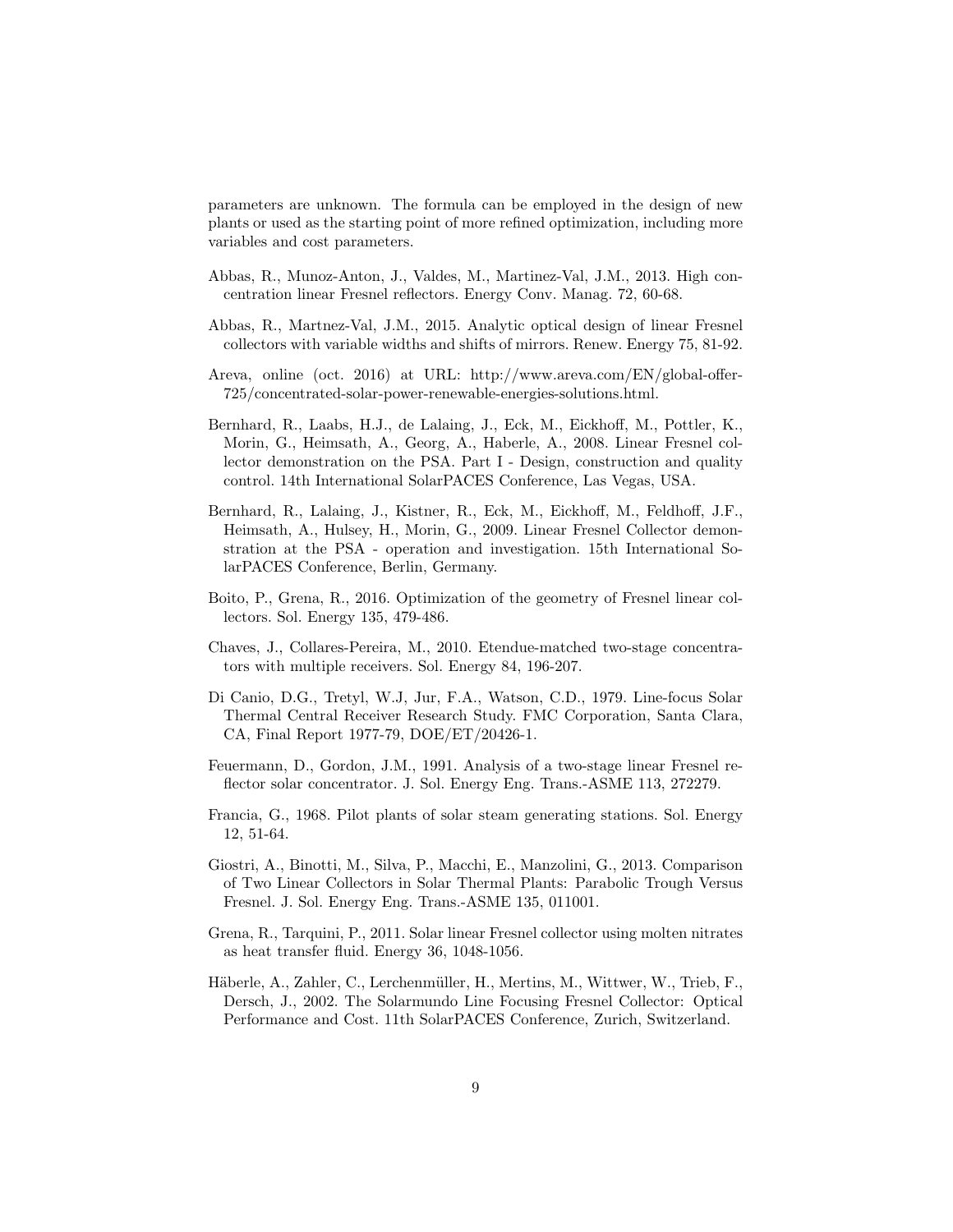parameters are unknown. The formula can be employed in the design of new plants or used as the starting point of more refined optimization, including more variables and cost parameters.

Abbas, R., Munoz-Anton, J., Valdes, M., Martinez-Val, J.M., 2013. High concentration linear Fresnel reflectors. Energy Conv. Manag. 72, 60-68.

Abbas, R., Martnez-Val, J.M., 2015. Analytic optical design of linear Fresnel collectors with variable widths and shifts of mirrors. Renew. Energy 75, 81-92.

Areva, online (oct. 2016) at URL: http://www.areva.com/EN/global-offer-725/concentrated-solar-power-renewable-energies-solutions.html.

Bernhard, R., Laabs, H.J., de Lalaing, J., Eck, M., Eickhoff, M., Pottler, K., Morin, G., Heimsath, A., Georg, A., Haberle, A., 2008. Linear Fresnel collector demonstration on the PSA. Part I - Design, construction and quality control. 14th International SolarPACES Conference, Las Vegas, USA.

Bernhard, R., Lalaing, J., Kistner, R., Eck, M., Eickhoff, M., Feldhoff, J.F., Heimsath, A., Hulsey, H., Morin, G., 2009. Linear Fresnel Collector demonstration at the PSA - operation and investigation. 15th International SolarPACES Conference, Berlin, Germany.

Boito, P., Grena, R., 2016. Optimization of the geometry of Fresnel linear collectors. Sol. Energy 135, 479-486.

Chaves, J., Collares-Pereira, M., 2010. Etendue-matched two-stage concentrators with multiple receivers. Sol. Energy 84, 196-207.

Di Canio, D.G., Tretyl, W.J, Jur, F.A., Watson, C.D., 1979. Line-focus Solar Thermal Central Receiver Research Study. FMC Corporation, Santa Clara, CA, Final Report 1977-79, DOE/ET/20426-1.

Feuermann, D., Gordon, J.M., 1991. Analysis of a two-stage linear Fresnel reflector solar concentrator. J. Sol. Energy Eng. Trans.-ASME 113, 272279.

Francia, G., 1968. Pilot plants of solar steam generating stations. Sol. Energy 12, 51-64.

Giostri, A., Binotti, M., Silva, P., Macchi, E., Manzolini, G., 2013. Comparison of Two Linear Collectors in Solar Thermal Plants: Parabolic Trough Versus Fresnel. J. Sol. Energy Eng. Trans.-ASME 135, 011001.

Grena, R., Tarquini, P., 2011. Solar linear Fresnel collector using molten nitrates as heat transfer fluid. Energy 36, 1048-1056.

Häberle, A., Zahler, C., Lerchenmüller, H., Mertins, M., Wittwer, W., Trieb, F., Dersch, J., 2002. The Solarmundo Line Focusing Fresnel Collector: Optical Performance and Cost. 11th SolarPACES Conference, Zurich, Switzerland.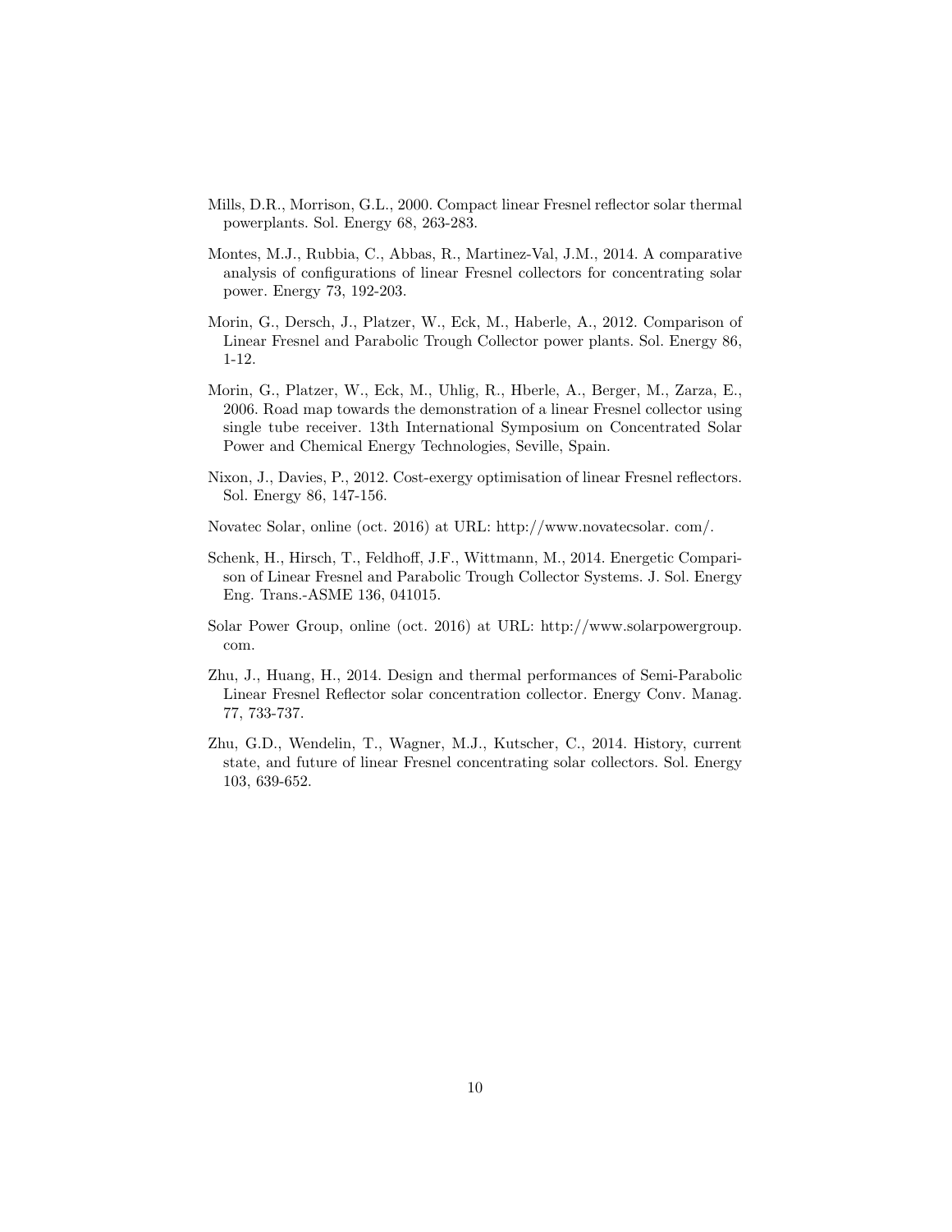Mills, D.R., Morrison, G.L., 2000. Compact linear Fresnel reflector solar thermal powerplants. Sol. Energy 68, 263-283.

Montes, M.J., Rubbia, C., Abbas, R., Martinez-Val, J.M., 2014. A comparative analysis of configurations of linear Fresnel collectors for concentrating solar power. Energy 73, 192-203.

Morin, G., Dersch, J., Platzer, W., Eck, M., Haberle, A., 2012. Comparison of Linear Fresnel and Parabolic Trough Collector power plants. Sol. Energy 86, 1-12.

Morin, G., Platzer, W., Eck, M., Uhlig, R., Hberle, A., Berger, M., Zarza, E., 2006. Road map towards the demonstration of a linear Fresnel collector using single tube receiver. 13th International Symposium on Concentrated Solar Power and Chemical Energy Technologies, Seville, Spain.

Nixon, J., Davies, P., 2012. Cost-exergy optimisation of linear Fresnel reflectors. Sol. Energy 86, 147-156.

Novatec Solar, online (oct. 2016) at URL: http://www.novatecsolar. com/.

Schenk, H., Hirsch, T., Feldhoff, J.F., Wittmann, M., 2014. Energetic Comparison of Linear Fresnel and Parabolic Trough Collector Systems. J. Sol. Energy Eng. Trans.-ASME 136, 041015.

Solar Power Group, online (oct. 2016) at URL: http://www.solarpowergroup. com.

Zhu, J., Huang, H., 2014. Design and thermal performances of Semi-Parabolic Linear Fresnel Reflector solar concentration collector. Energy Conv. Manag. 77, 733-737.

Zhu, G.D., Wendelin, T., Wagner, M.J., Kutscher, C., 2014. History, current state, and future of linear Fresnel concentrating solar collectors. Sol. Energy 103, 639-652.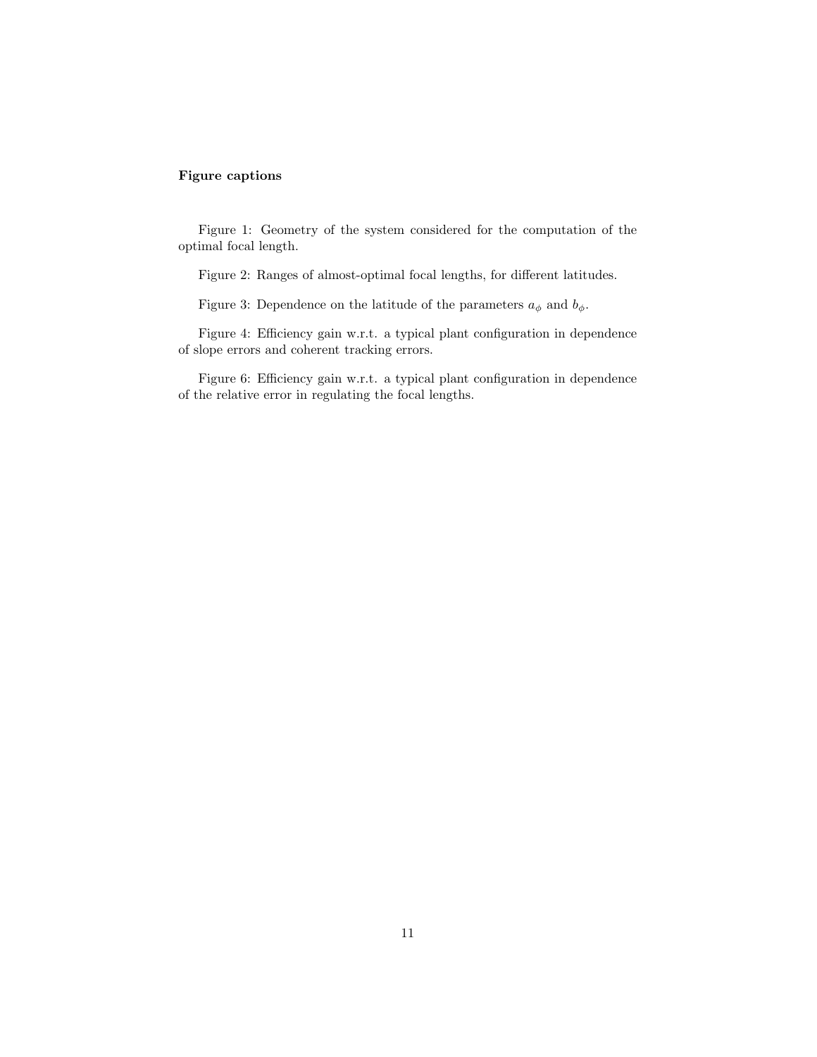**Figure captions**

Figure 1: Geometry of the system considered for the computation of the optimal focal length.

Figure 2: Ranges of almost-optimal focal lengths, for different latitudes.

Figure 3: Dependence on the latitude of the parameters $a_\phi$ and $b_\phi$.

Figure 4: Efficiency gain w.r.t. a typical plant configuration in dependence of slope errors and coherent tracking errors.

Figure 6: Efficiency gain w.r.t. a typical plant configuration in dependence of the relative error in regulating the focal lengths.